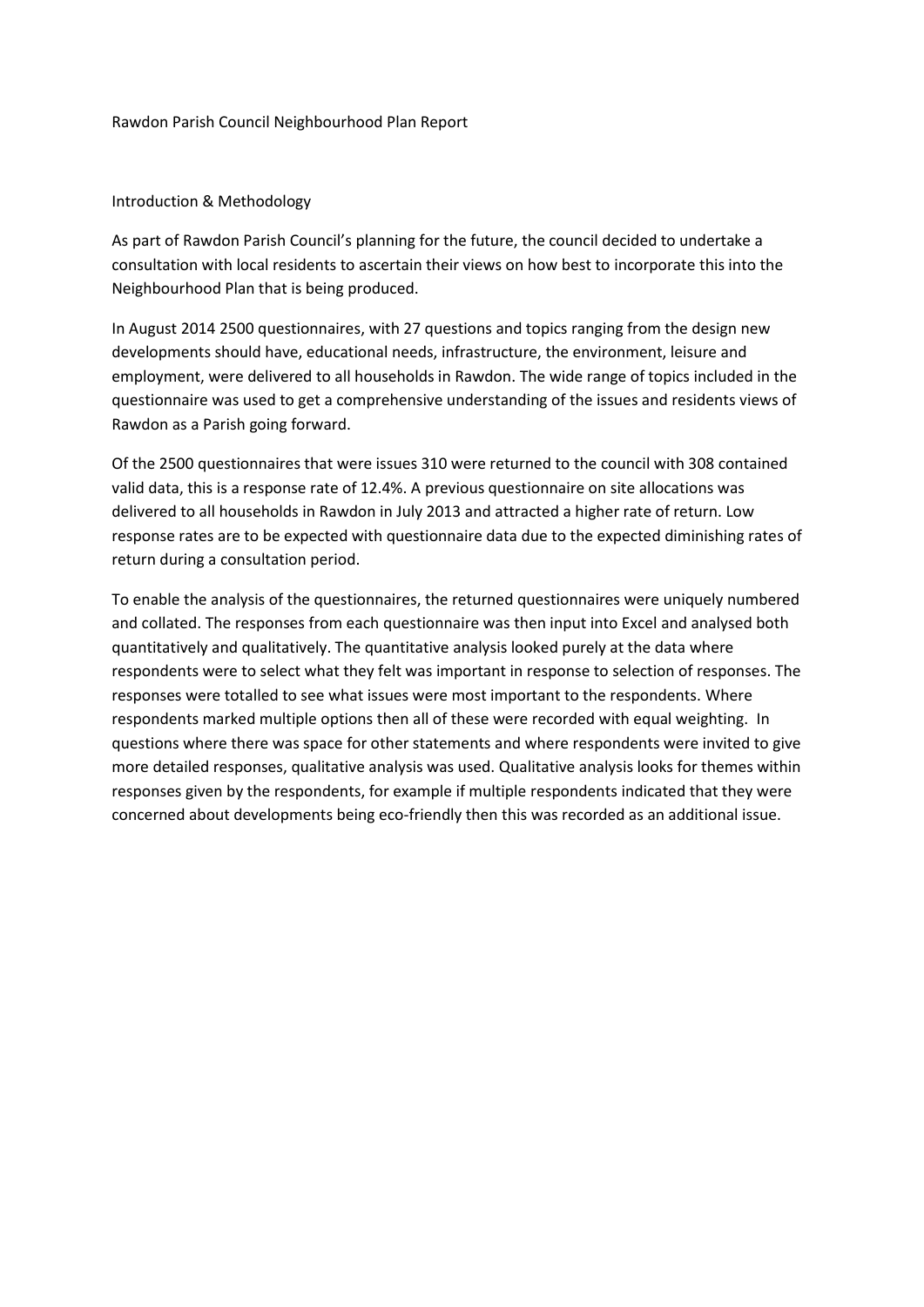# Rawdon Parish Council Neighbourhood Plan Report

## Introduction & Methodology

As part of Rawdon Parish Council's planning for the future, the council decided to undertake a consultation with local residents to ascertain their views on how best to incorporate this into the Neighbourhood Plan that is being produced.

In August 2014 2500 questionnaires, with 27 questions and topics ranging from the design new developments should have, educational needs, infrastructure, the environment, leisure and employment, were delivered to all households in Rawdon. The wide range of topics included in the questionnaire was used to get a comprehensive understanding of the issues and residents views of Rawdon as a Parish going forward.

Of the 2500 questionnaires that were issues 310 were returned to the council with 308 contained valid data, this is a response rate of 12.4%. A previous questionnaire on site allocations was delivered to all households in Rawdon in July 2013 and attracted a higher rate of return. Low response rates are to be expected with questionnaire data due to the expected diminishing rates of return during a consultation period.

To enable the analysis of the questionnaires, the returned questionnaires were uniquely numbered and collated. The responses from each questionnaire was then input into Excel and analysed both quantitatively and qualitatively. The quantitative analysis looked purely at the data where respondents were to select what they felt was important in response to selection of responses. The responses were totalled to see what issues were most important to the respondents. Where respondents marked multiple options then all of these were recorded with equal weighting. In questions where there was space for other statements and where respondents were invited to give more detailed responses, qualitative analysis was used. Qualitative analysis looks for themes within responses given by the respondents, for example if multiple respondents indicated that they were concerned about developments being eco-friendly then this was recorded as an additional issue.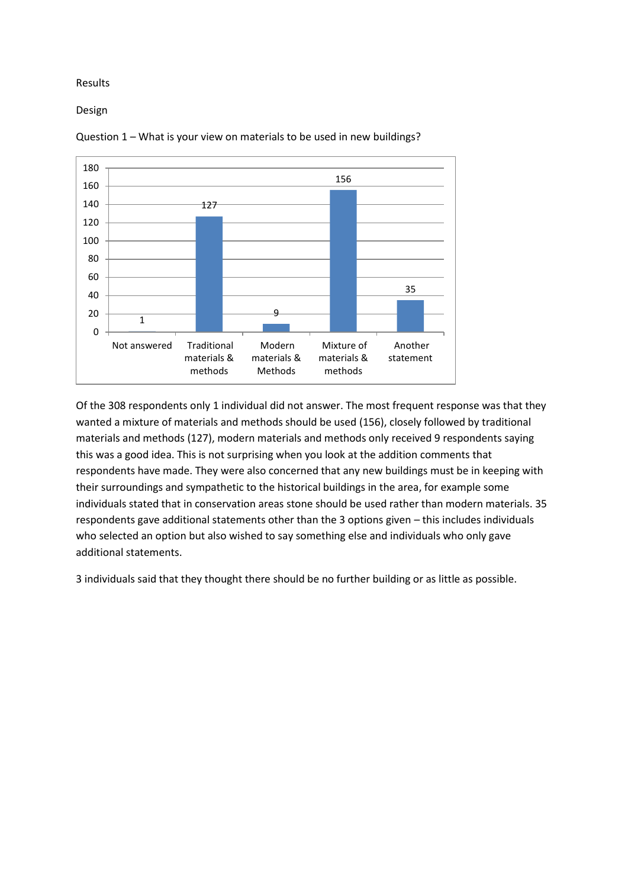Results

Design

Question 1 – What is your view on materials to be used in new buildings?

| Response | Count |
|---|---|
| Not answered | 1 |
| Traditional materials & methods | 127 |
| Modern materials & Methods | 9 |
| Mixture of materials & methods | 156 |
| Another statement | 35 |

Of the 308 respondents only 1 individual did not answer. The most frequent response was that they wanted a mixture of materials and methods should be used (156), closely followed by traditional materials and methods (127), modern materials and methods only received 9 respondents saying this was a good idea. This is not surprising when you look at the addition comments that respondents have made. They were also concerned that any new buildings must be in keeping with their surroundings and sympathetic to the historical buildings in the area, for example some individuals stated that in conservation areas stone should be used rather than modern materials. 35 respondents gave additional statements other than the 3 options given – this includes individuals who selected an option but also wished to say something else and individuals who only gave additional statements.

3 individuals said that they thought there should be no further building or as little as possible.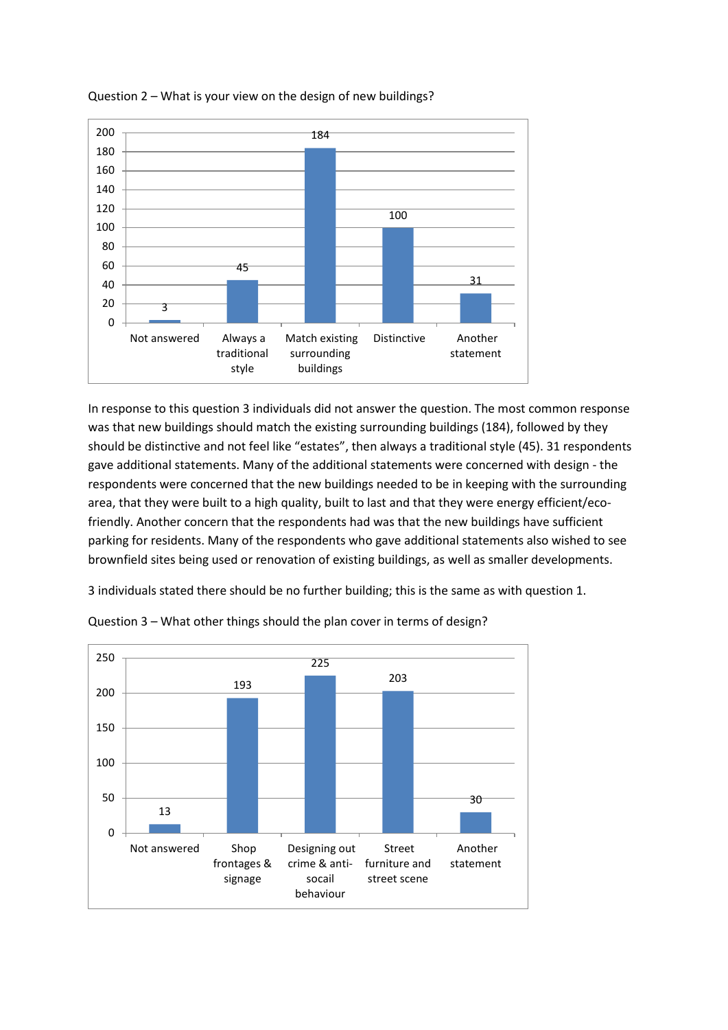Question 2 – What is your view on the design of new buildings?

| Response | Count |
|---|---|
| Not answered | 3 |
| Always a traditional style | 45 |
| Match existing surrounding buildings | 184 |
| Distinctive | 100 |
| Another statement | 31 |

In response to this question 3 individuals did not answer the question. The most common response was that new buildings should match the existing surrounding buildings (184), followed by they should be distinctive and not feel like "estates", then always a traditional style (45). 31 respondents gave additional statements. Many of the additional statements were concerned with design - the respondents were concerned that the new buildings needed to be in keeping with the surrounding area, that they were built to a high quality, built to last and that they were energy efficient/eco-friendly. Another concern that the respondents had was that the new buildings have sufficient parking for residents. Many of the respondents who gave additional statements also wished to see brownfield sites being used or renovation of existing buildings, as well as smaller developments.

3 individuals stated there should be no further building; this is the same as with question 1.

Question 3 – What other things should the plan cover in terms of design?

| Response | Count |
|---|---|
| Not answered | 13 |
| Shop frontages & signage | 193 |
| Designing out crime & anti-socail behaviour | 225 |
| Street furniture and street scene | 203 |
| Another statement | 30 |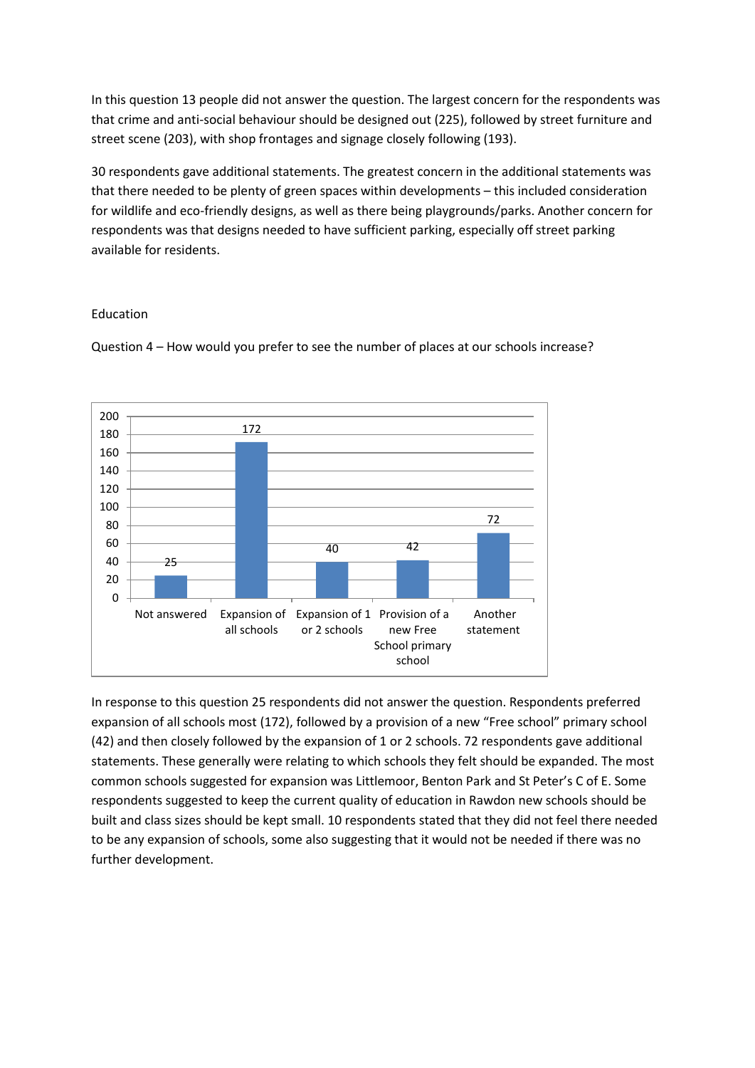In this question 13 people did not answer the question. The largest concern for the respondents was that crime and anti-social behaviour should be designed out (225), followed by street furniture and street scene (203), with shop frontages and signage closely following (193).

30 respondents gave additional statements. The greatest concern in the additional statements was that there needed to be plenty of green spaces within developments – this included consideration for wildlife and eco-friendly designs, as well as there being playgrounds/parks. Another concern for respondents was that designs needed to have sufficient parking, especially off street parking available for residents.

## Education

Question 4 – How would you prefer to see the number of places at our schools increase?

| Response | Count |
|---|---|
| Not answered | 25 |
| Expansion of all schools | 172 |
| Expansion of 1 or 2 schools | 40 |
| Provision of a new Free School primary school | 42 |
| Another statement | 72 |

In response to this question 25 respondents did not answer the question. Respondents preferred expansion of all schools most (172), followed by a provision of a new "Free school" primary school (42) and then closely followed by the expansion of 1 or 2 schools. 72 respondents gave additional statements. These generally were relating to which schools they felt should be expanded. The most common schools suggested for expansion was Littlemoor, Benton Park and St Peter's C of E. Some respondents suggested to keep the current quality of education in Rawdon new schools should be built and class sizes should be kept small. 10 respondents stated that they did not feel there needed to be any expansion of schools, some also suggesting that it would not be needed if there was no further development.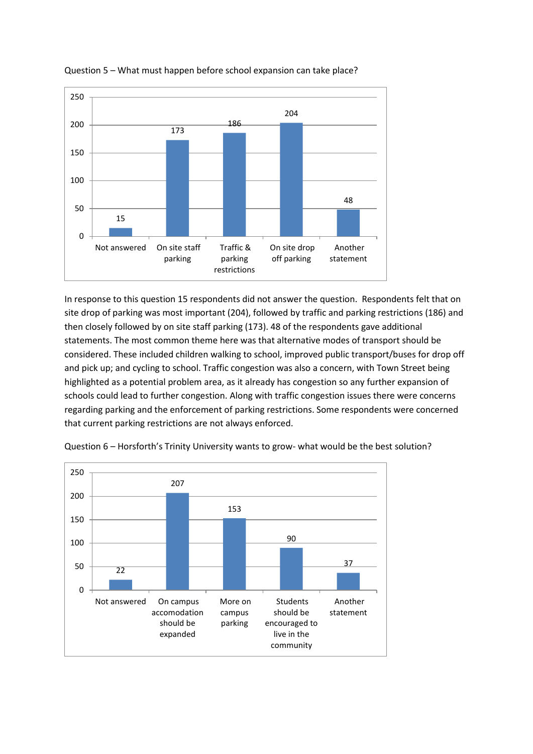Question 5 – What must happen before school expansion can take place?

| Response | Count |
|---|---|
| Not answered | 15 |
| On site staff parking | 173 |
| Traffic & parking restrictions | 186 |
| On site drop off parking | 204 |
| Another statement | 48 |

In response to this question 15 respondents did not answer the question. Respondents felt that on site drop of parking was most important (204), followed by traffic and parking restrictions (186) and then closely followed by on site staff parking (173). 48 of the respondents gave additional statements. The most common theme here was that alternative modes of transport should be considered. These included children walking to school, improved public transport/buses for drop off and pick up; and cycling to school. Traffic congestion was also a concern, with Town Street being highlighted as a potential problem area, as it already has congestion so any further expansion of schools could lead to further congestion. Along with traffic congestion issues there were concerns regarding parking and the enforcement of parking restrictions. Some respondents were concerned that current parking restrictions are not always enforced.

Question 6 – Horsforth's Trinity University wants to grow- what would be the best solution?

| Response | Count |
|---|---|
| Not answered | 22 |
| On campus accomodation should be expanded | 207 |
| More on campus parking | 153 |
| Students should be encouraged to live in the community | 90 |
| Another statement | 37 |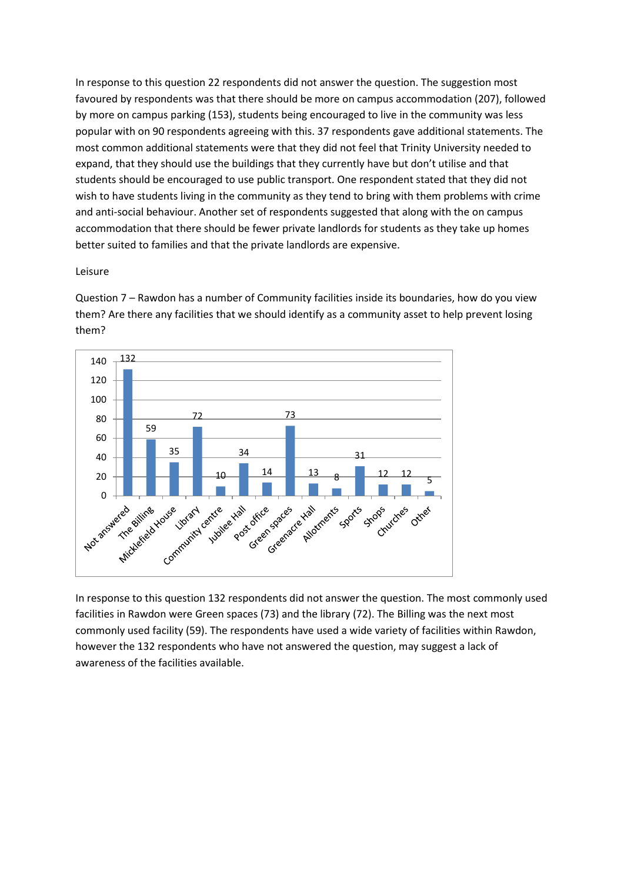In response to this question 22 respondents did not answer the question. The suggestion most favoured by respondents was that there should be more on campus accommodation (207), followed by more on campus parking (153), students being encouraged to live in the community was less popular with on 90 respondents agreeing with this. 37 respondents gave additional statements. The most common additional statements were that they did not feel that Trinity University needed to expand, that they should use the buildings that they currently have but don't utilise and that students should be encouraged to use public transport. One respondent stated that they did not wish to have students living in the community as they tend to bring with them problems with crime and anti-social behaviour. Another set of respondents suggested that along with the on campus accommodation that there should be fewer private landlords for students as they take up homes better suited to families and that the private landlords are expensive.

Leisure

Question 7 – Rawdon has a number of Community facilities inside its boundaries, how do you view them? Are there any facilities that we should identify as a community asset to help prevent losing them?

| Facility | Responses |
|---|---|
| Not answered | 132 |
| The Billing | 59 |
| Micklefield House | 35 |
| Library | 72 |
| Community centre | 10 |
| Jubilee Hall | 34 |
| Post office | 14 |
| Green spaces | 73 |
| Greenacre Hall | 13 |
| Allotments | 8 |
| Sports | 31 |
| Shops | 12 |
| Churches | 12 |
| Other | 5 |

In response to this question 132 respondents did not answer the question. The most commonly used facilities in Rawdon were Green spaces (73) and the library (72). The Billing was the next most commonly used facility (59). The respondents have used a wide variety of facilities within Rawdon, however the 132 respondents who have not answered the question, may suggest a lack of awareness of the facilities available.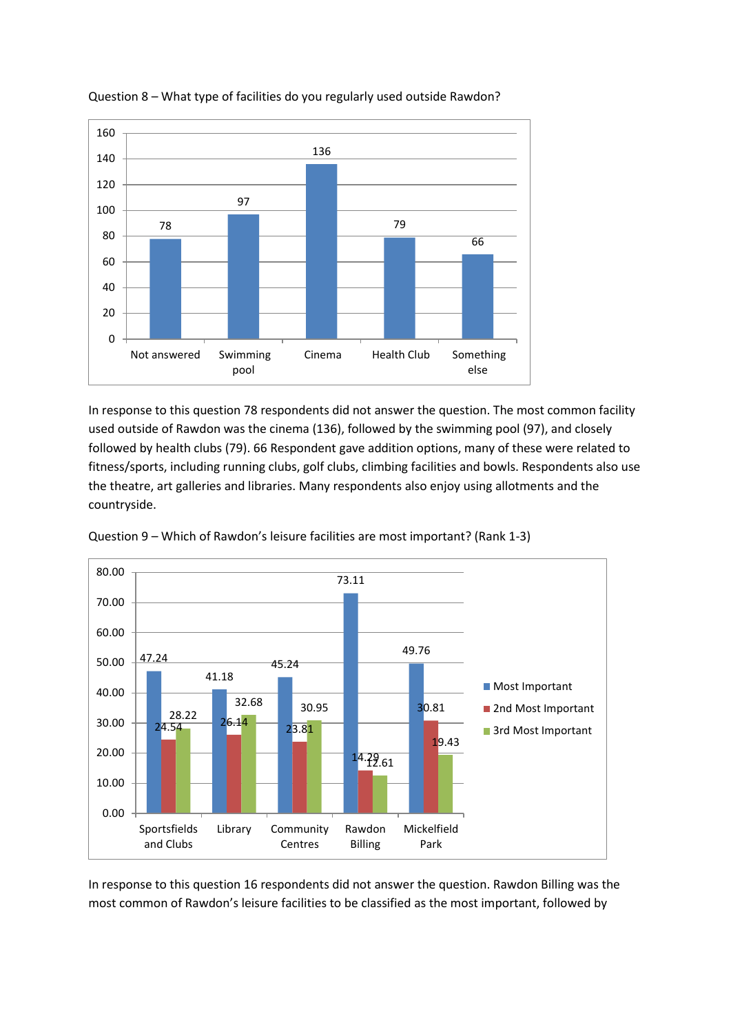Question 8 – What type of facilities do you regularly used outside Rawdon?

| Not answered | Swimming pool | Cinema | Health Club | Something else |
|---|---|---|---|---|
| 78 | 97 | 136 | 79 | 66 |

In response to this question 78 respondents did not answer the question. The most common facility used outside of Rawdon was the cinema (136), followed by the swimming pool (97), and closely followed by health clubs (79). 66 Respondent gave addition options, many of these were related to fitness/sports, including running clubs, golf clubs, climbing facilities and bowls. Respondents also use the theatre, art galleries and libraries. Many respondents also enjoy using allotments and the countryside.

Question 9 – Which of Rawdon's leisure facilities are most important? (Rank 1-3)

| | Most Important | 2nd Most Important | 3rd Most Important |
|---|---|---|---|
| Sportsfields and Clubs | 47.24 | 24.54 | 28.22 |
| Library | 41.18 | 26.14 | 32.68 |
| Community Centres | 45.24 | 23.81 | 30.95 |
| Rawdon Billing | 73.11 | 14.29 | 12.61 |
| Mickelfield Park | 49.76 | 30.81 | 19.43 |

In response to this question 16 respondents did not answer the question. Rawdon Billing was the most common of Rawdon's leisure facilities to be classified as the most important, followed by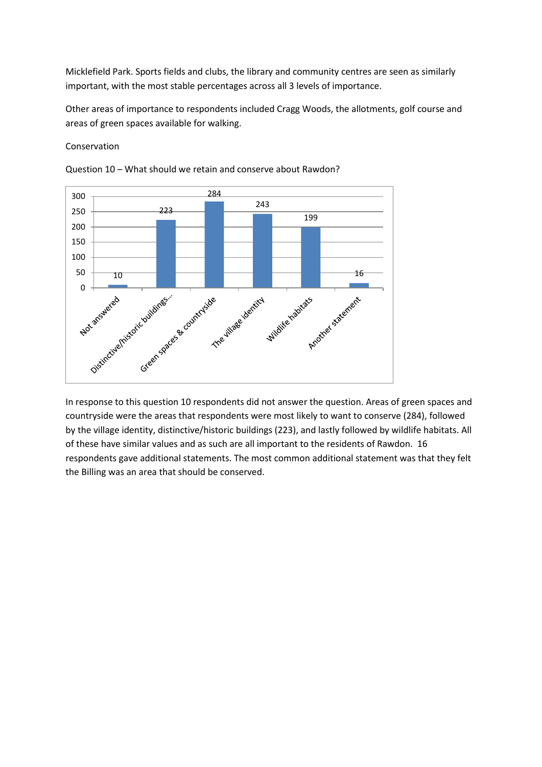Micklefield Park. Sports fields and clubs, the library and community centres are seen as similarly important, with the most stable percentages across all 3 levels of importance.

Other areas of importance to respondents included Cragg Woods, the allotments, golf course and areas of green spaces available for walking.

Conservation

Question 10 – What should we retain and conserve about Rawdon?

| Response | Count |
|---|---|
| Not answered | 10 |
| Distinctive/historic buildings... | 223 |
| Green spaces & countryside | 284 |
| The village identity | 243 |
| Wildlife habitats | 199 |
| Another statement | 16 |

In response to this question 10 respondents did not answer the question. Areas of green spaces and countryside were the areas that respondents were most likely to want to conserve (284), followed by the village identity, distinctive/historic buildings (223), and lastly followed by wildlife habitats. All of these have similar values and as such are all important to the residents of Rawdon. 16 respondents gave additional statements. The most common additional statement was that they felt the Billing was an area that should be conserved.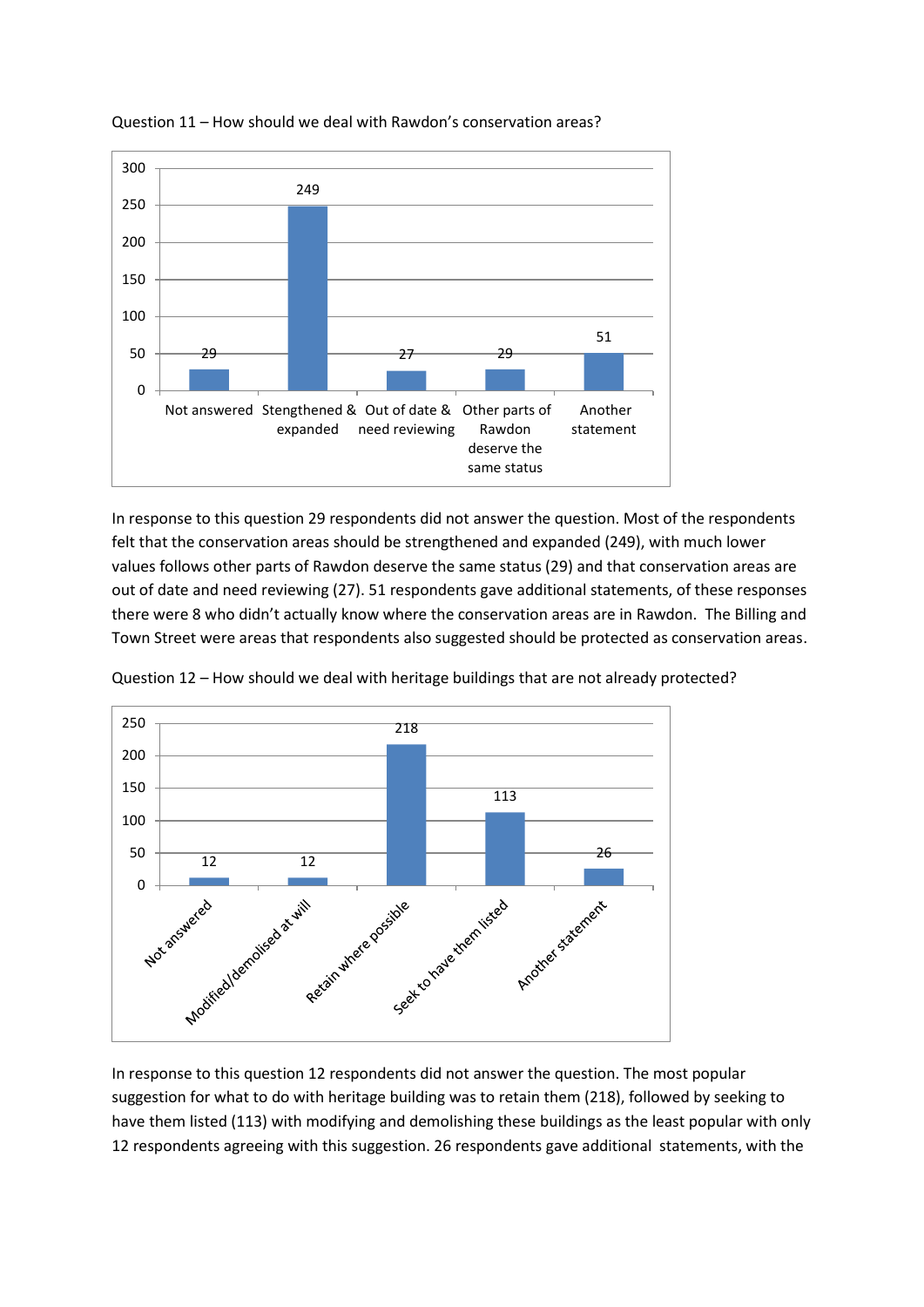Question 11 – How should we deal with Rawdon's conservation areas?

| Response | Count |
|---|---|
| Not answered | 29 |
| Stengthened & expanded | 249 |
| Out of date & need reviewing | 27 |
| Other parts of Rawdon deserve the same status | 29 |
| Another statement | 51 |

In response to this question 29 respondents did not answer the question. Most of the respondents felt that the conservation areas should be strengthened and expanded (249), with much lower values follows other parts of Rawdon deserve the same status (29) and that conservation areas are out of date and need reviewing (27). 51 respondents gave additional statements, of these responses there were 8 who didn't actually know where the conservation areas are in Rawdon. The Billing and Town Street were areas that respondents also suggested should be protected as conservation areas.

Question 12 – How should we deal with heritage buildings that are not already protected?

| Response | Count |
|---|---|
| Not answered | 12 |
| Modified/demolised at will | 12 |
| Retain where possible | 218 |
| Seek to have them listed | 113 |
| Another statement | 26 |

In response to this question 12 respondents did not answer the question. The most popular suggestion for what to do with heritage building was to retain them (218), followed by seeking to have them listed (113) with modifying and demolishing these buildings as the least popular with only 12 respondents agreeing with this suggestion. 26 respondents gave additional statements, with the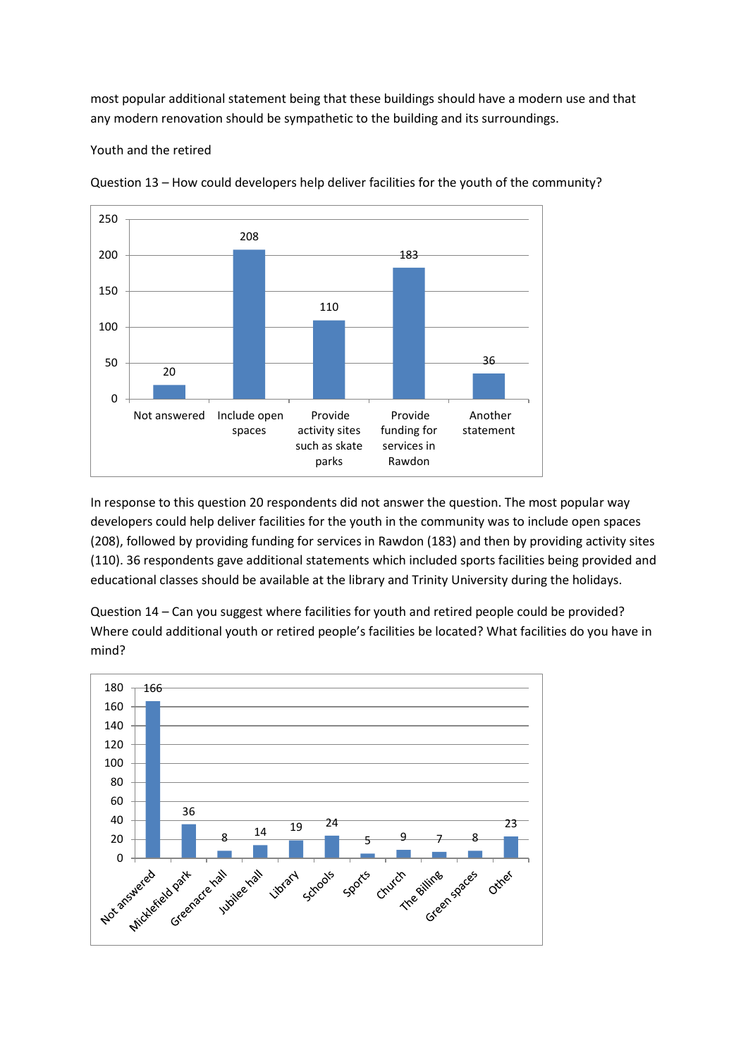most popular additional statement being that these buildings should have a modern use and that any modern renovation should be sympathetic to the building and its surroundings.

Youth and the retired

Question 13 – How could developers help deliver facilities for the youth of the community?

| Response | Count |
|---|---|
| Not answered | 20 |
| Include open spaces | 208 |
| Provide activity sites such as skate parks | 110 |
| Provide funding for services in Rawdon | 183 |
| Another statement | 36 |

In response to this question 20 respondents did not answer the question. The most popular way developers could help deliver facilities for the youth in the community was to include open spaces (208), followed by providing funding for services in Rawdon (183) and then by providing activity sites (110). 36 respondents gave additional statements which included sports facilities being provided and educational classes should be available at the library and Trinity University during the holidays.

Question 14 – Can you suggest where facilities for youth and retired people could be provided? Where could additional youth or retired people's facilities be located? What facilities do you have in mind?

| Response | Count |
|---|---|
| Not answered | 166 |
| Micklefield park | 36 |
| Greenacre hall | 8 |
| Jubilee hall | 14 |
| Library | 19 |
| Schools | 24 |
| Sports | 5 |
| Church | 9 |
| The Billing | 7 |
| Green spaces | 8 |
| Other | 23 |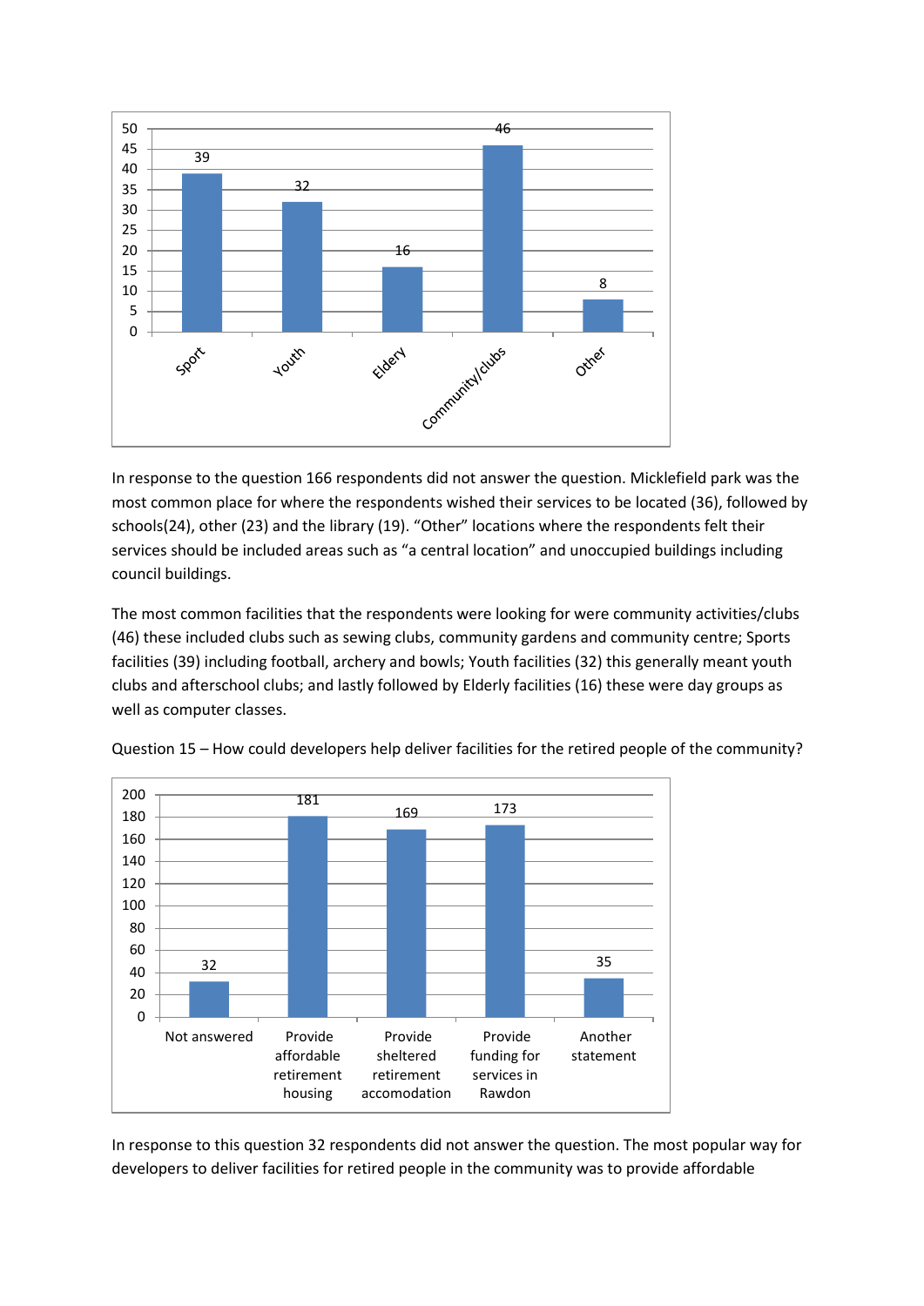| Category | Count |
|---|---|
| Sport | 39 |
| Youth | 32 |
| Eldery | 16 |
| Community/clubs | 46 |
| Other | 8 |

In response to the question 166 respondents did not answer the question. Micklefield park was the most common place for where the respondents wished their services to be located (36), followed by schools(24), other (23) and the library (19). “Other” locations where the respondents felt their services should be included areas such as “a central location” and unoccupied buildings including council buildings.

The most common facilities that the respondents were looking for were community activities/clubs (46) these included clubs such as sewing clubs, community gardens and community centre; Sports facilities (39) including football, archery and bowls; Youth facilities (32) this generally meant youth clubs and afterschool clubs; and lastly followed by Elderly facilities (16) these were day groups as well as computer classes.

Question 15 – How could developers help deliver facilities for the retired people of the community?

| Response | Count |
|---|---|
| Not answered | 32 |
| Provide affordable retirement housing | 181 |
| Provide sheltered retirement accomodation | 169 |
| Provide funding for services in Rawdon | 173 |
| Another statement | 35 |

In response to this question 32 respondents did not answer the question. The most popular way for developers to deliver facilities for retired people in the community was to provide affordable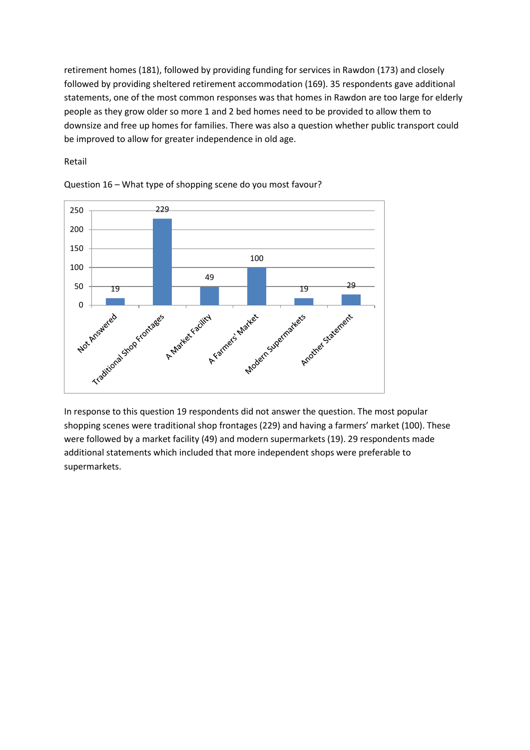retirement homes (181), followed by providing funding for services in Rawdon (173) and closely followed by providing sheltered retirement accommodation (169). 35 respondents gave additional statements, one of the most common responses was that homes in Rawdon are too large for elderly people as they grow older so more 1 and 2 bed homes need to be provided to allow them to downsize and free up homes for families. There was also a question whether public transport could be improved to allow for greater independence in old age.

Retail

Question 16 – What type of shopping scene do you most favour?

| Response | Count |
|---|---|
| Not Answered | 19 |
| Traditional Shop Frontages | 229 |
| A Market Facility | 49 |
| A Farmers' Market | 100 |
| Modern Supermarkets | 19 |
| Another Statement | 29 |

In response to this question 19 respondents did not answer the question. The most popular shopping scenes were traditional shop frontages (229) and having a farmers' market (100). These were followed by a market facility (49) and modern supermarkets (19). 29 respondents made additional statements which included that more independent shops were preferable to supermarkets.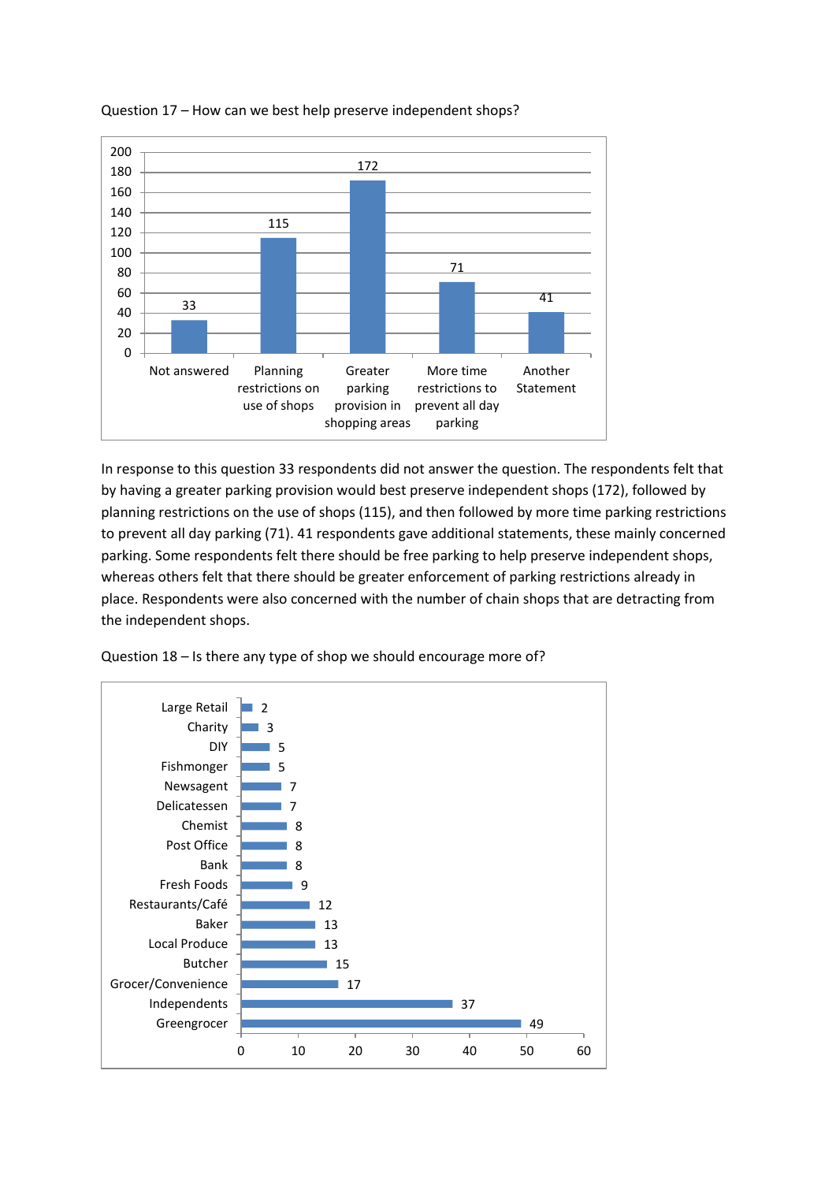Question 17 – How can we best help preserve independent shops?

| Response | Count |
|---|---|
| Not answered | 33 |
| Planning restrictions on use of shops | 115 |
| Greater parking provision in shopping areas | 172 |
| More time restrictions to prevent all day parking | 71 |
| Another Statement | 41 |

In response to this question 33 respondents did not answer the question. The respondents felt that by having a greater parking provision would best preserve independent shops (172), followed by planning restrictions on the use of shops (115), and then followed by more time parking restrictions to prevent all day parking (71). 41 respondents gave additional statements, these mainly concerned parking. Some respondents felt there should be free parking to help preserve independent shops, whereas others felt that there should be greater enforcement of parking restrictions already in place. Respondents were also concerned with the number of chain shops that are detracting from the independent shops.

Question 18 – Is there any type of shop we should encourage more of?

| Shop type | Count |
|---|---|
| Large Retail | 2 |
| Charity | 3 |
| DIY | 5 |
| Fishmonger | 5 |
| Newsagent | 7 |
| Delicatessen | 7 |
| Chemist | 8 |
| Post Office | 8 |
| Bank | 8 |
| Fresh Foods | 9 |
| Restaurants/Café | 12 |
| Baker | 13 |
| Local Produce | 13 |
| Butcher | 15 |
| Grocer/Convenience | 17 |
| Independents | 37 |
| Greengrocer | 49 |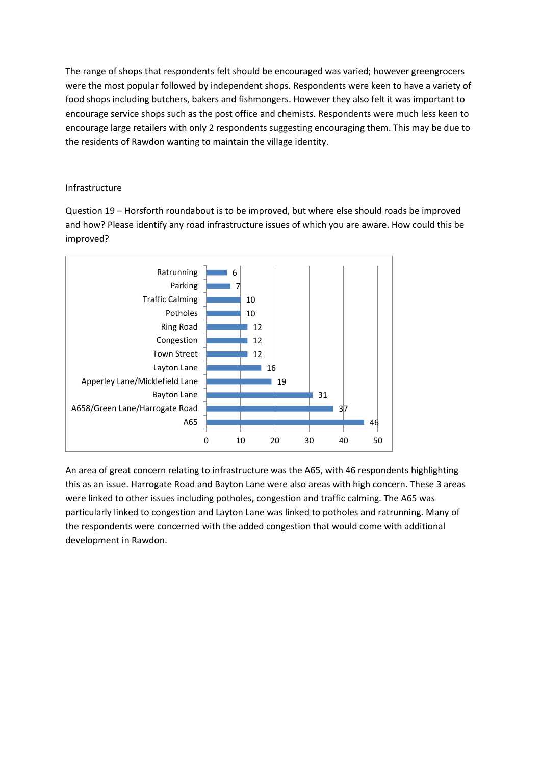The range of shops that respondents felt should be encouraged was varied; however greengrocers were the most popular followed by independent shops. Respondents were keen to have a variety of food shops including butchers, bakers and fishmongers. However they also felt it was important to encourage service shops such as the post office and chemists. Respondents were much less keen to encourage large retailers with only 2 respondents suggesting encouraging them. This may be due to the residents of Rawdon wanting to maintain the village identity.

## Infrastructure

Question 19 – Horsforth roundabout is to be improved, but where else should roads be improved and how? Please identify any road infrastructure issues of which you are aware. How could this be improved?

| Issue | Respondents |
|---|---|
| Ratrunning | 6 |
| Parking | 7 |
| Traffic Calming | 10 |
| Potholes | 10 |
| Ring Road | 12 |
| Congestion | 12 |
| Town Street | 12 |
| Layton Lane | 16 |
| Apperley Lane/Micklefield Lane | 19 |
| Bayton Lane | 31 |
| A658/Green Lane/Harrogate Road | 37 |
| A65 | 46 |

An area of great concern relating to infrastructure was the A65, with 46 respondents highlighting this as an issue. Harrogate Road and Bayton Lane were also areas with high concern. These 3 areas were linked to other issues including potholes, congestion and traffic calming. The A65 was particularly linked to congestion and Layton Lane was linked to potholes and ratrunning. Many of the respondents were concerned with the added congestion that would come with additional development in Rawdon.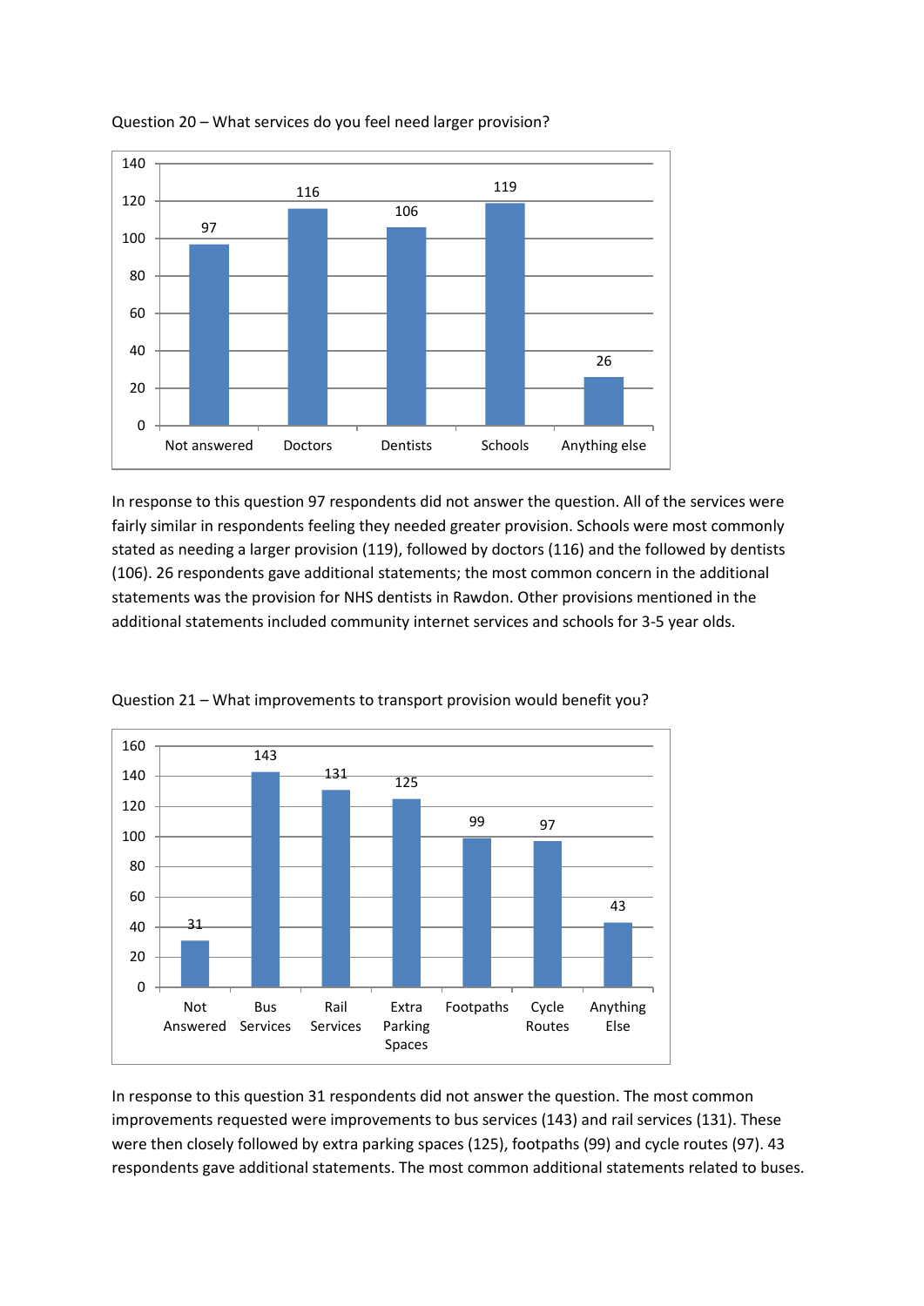Question 20 – What services do you feel need larger provision?

| Not answered | Doctors | Dentists | Schools | Anything else |
|---|---|---|---|---|
| 97 | 116 | 106 | 119 | 26 |

In response to this question 97 respondents did not answer the question. All of the services were fairly similar in respondents feeling they needed greater provision. Schools were most commonly stated as needing a larger provision (119), followed by doctors (116) and the followed by dentists (106). 26 respondents gave additional statements; the most common concern in the additional statements was the provision for NHS dentists in Rawdon. Other provisions mentioned in the additional statements included community internet services and schools for 3-5 year olds.

Question 21 – What improvements to transport provision would benefit you?

| Not Answered | Bus Services | Rail Services | Extra Parking Spaces | Footpaths | Cycle Routes | Anything Else |
|---|---|---|---|---|---|---|
| 31 | 143 | 131 | 125 | 99 | 97 | 43 |

In response to this question 31 respondents did not answer the question. The most common improvements requested were improvements to bus services (143) and rail services (131). These were then closely followed by extra parking spaces (125), footpaths (99) and cycle routes (97). 43 respondents gave additional statements. The most common additional statements related to buses.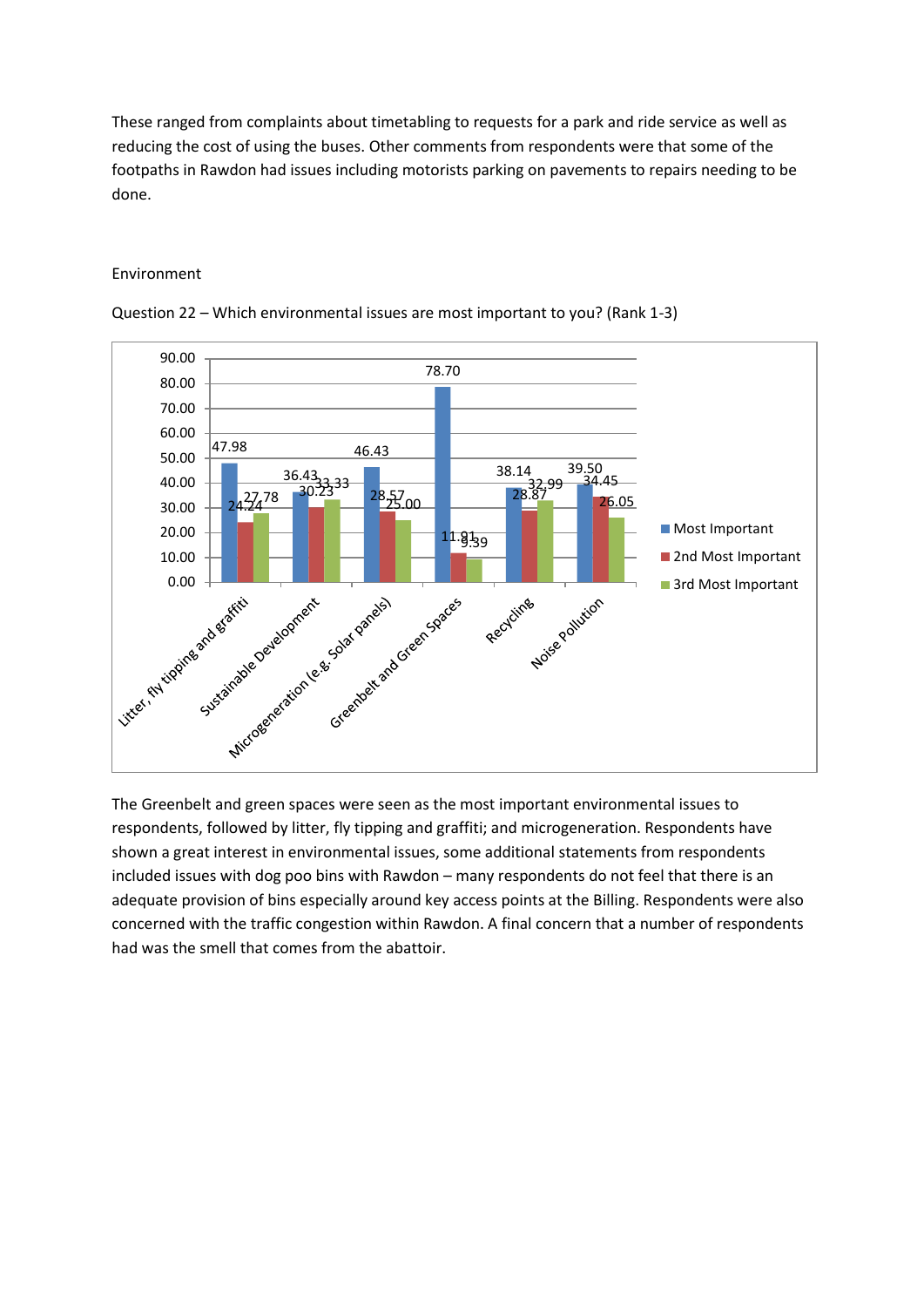These ranged from complaints about timetabling to requests for a park and ride service as well as reducing the cost of using the buses. Other comments from respondents were that some of the footpaths in Rawdon had issues including motorists parking on pavements to repairs needing to be done.

## Environment

Question 22 – Which environmental issues are most important to you? (Rank 1-3)

| | Most Important | 2nd Most Important | 3rd Most Important |
|---|---|---|---|
| Litter, fly tipping and graffiti | 47.98 | 24.24 | 27.78 |
| Sustainable Development | 36.43 | 30.23 | 33.33 |
| Microgeneration (e.g. Solar panels) | 46.43 | 28.57 | 25.00 |
| Greenbelt and Green Spaces | 78.70 | 11.91 | 9.39 |
| Recycling | 38.14 | 28.87 | 32.99 |
| Noise Pollution | 39.50 | 34.45 | 26.05 |

The Greenbelt and green spaces were seen as the most important environmental issues to respondents, followed by litter, fly tipping and graffiti; and microgeneration. Respondents have shown a great interest in environmental issues, some additional statements from respondents included issues with dog poo bins with Rawdon – many respondents do not feel that there is an adequate provision of bins especially around key access points at the Billing. Respondents were also concerned with the traffic congestion within Rawdon. A final concern that a number of respondents had was the smell that comes from the abattoir.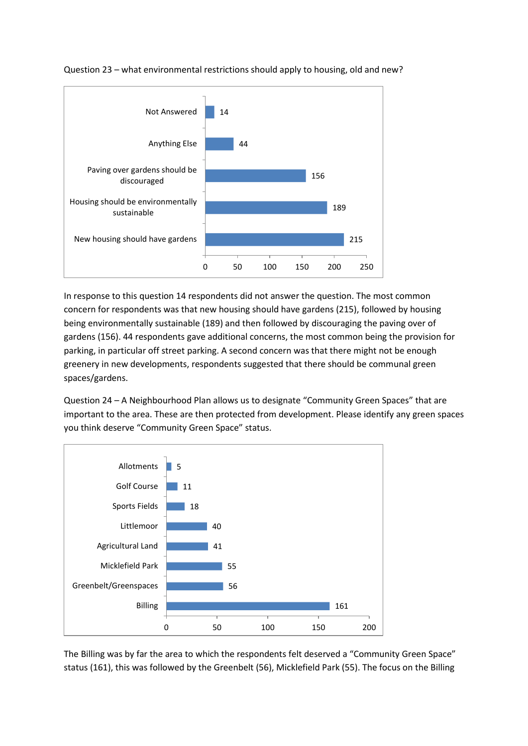Question 23 – what environmental restrictions should apply to housing, old and new?

| Response | Count |
| --- | --- |
| Not Answered | 14 |
| Anything Else | 44 |
| Paving over gardens should be discouraged | 156 |
| Housing should be environmentally sustainable | 189 |
| New housing should have gardens | 215 |

In response to this question 14 respondents did not answer the question. The most common concern for respondents was that new housing should have gardens (215), followed by housing being environmentally sustainable (189) and then followed by discouraging the paving over of gardens (156). 44 respondents gave additional concerns, the most common being the provision for parking, in particular off street parking. A second concern was that there might not be enough greenery in new developments, respondents suggested that there should be communal green spaces/gardens.

Question 24 – A Neighbourhood Plan allows us to designate "Community Green Spaces" that are important to the area. These are then protected from development. Please identify any green spaces you think deserve "Community Green Space" status.

| Green Space | Count |
| --- | --- |
| Allotments | 5 |
| Golf Course | 11 |
| Sports Fields | 18 |
| Littlemoor | 40 |
| Agricultural Land | 41 |
| Micklefield Park | 55 |
| Greenbelt/Greenspaces | 56 |
| Billing | 161 |

The Billing was by far the area to which the respondents felt deserved a "Community Green Space" status (161), this was followed by the Greenbelt (56), Micklefield Park (55). The focus on the Billing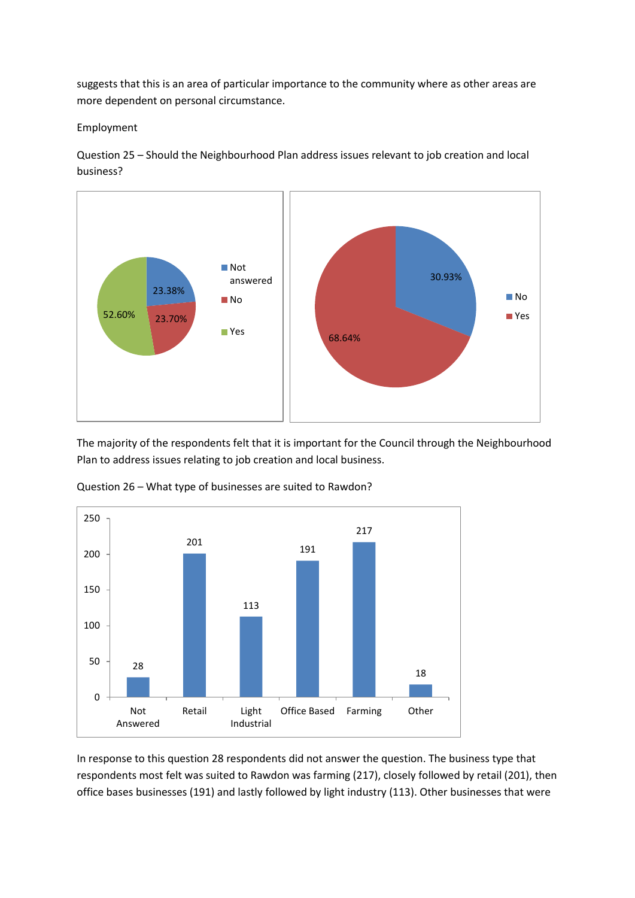suggests that this is an area of particular importance to the community where as other areas are more dependent on personal circumstance.

Employment

Question 25 – Should the Neighbourhood Plan address issues relevant to job creation and local business?

| Response | Percentage |
| --- | --- |
| Not answered | 23.38% |
| No | 23.70% |
| Yes | 52.60% |

| Response | Percentage |
| --- | --- |
| No | 30.93% |
| Yes | 68.64% |

The majority of the respondents felt that it is important for the Council through the Neighbourhood Plan to address issues relating to job creation and local business.

Question 26 – What type of businesses are suited to Rawdon?

| Business type | Responses |
| --- | --- |
| Not Answered | 28 |
| Retail | 201 |
| Light Industrial | 113 |
| Office Based | 191 |
| Farming | 217 |
| Other | 18 |

In response to this question 28 respondents did not answer the question. The business type that respondents most felt was suited to Rawdon was farming (217), closely followed by retail (201), then office bases businesses (191) and lastly followed by light industry (113). Other businesses that were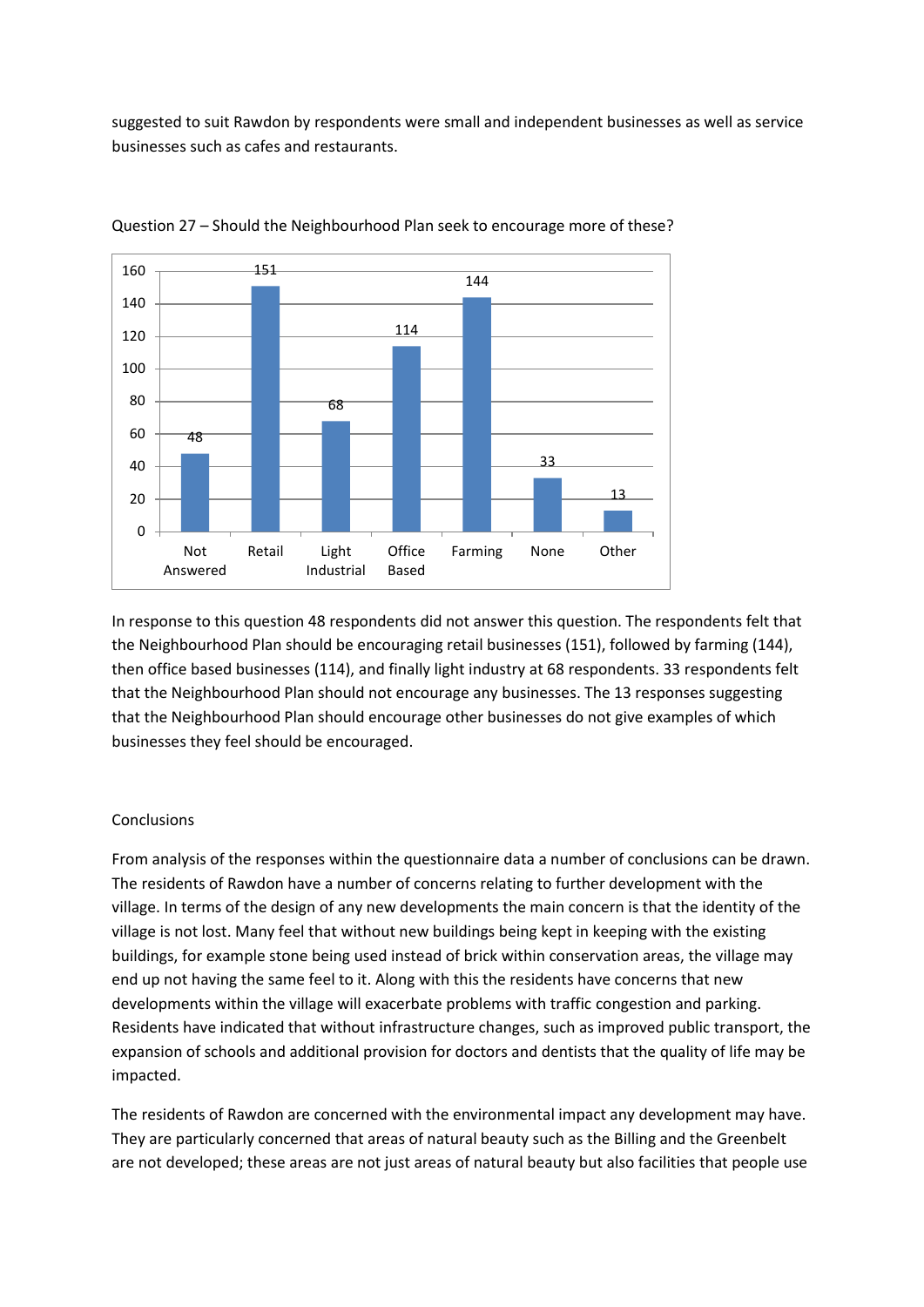suggested to suit Rawdon by respondents were small and independent businesses as well as service businesses such as cafes and restaurants.

Question 27 – Should the Neighbourhood Plan seek to encourage more of these?

| Category | Responses |
|---|---|
| Not Answered | 48 |
| Retail | 151 |
| Light Industrial | 68 |
| Office Based | 114 |
| Farming | 144 |
| None | 33 |
| Other | 13 |

In response to this question 48 respondents did not answer this question. The respondents felt that the Neighbourhood Plan should be encouraging retail businesses (151), followed by farming (144), then office based businesses (114), and finally light industry at 68 respondents. 33 respondents felt that the Neighbourhood Plan should not encourage any businesses. The 13 responses suggesting that the Neighbourhood Plan should encourage other businesses do not give examples of which businesses they feel should be encouraged.

## Conclusions

From analysis of the responses within the questionnaire data a number of conclusions can be drawn. The residents of Rawdon have a number of concerns relating to further development with the village. In terms of the design of any new developments the main concern is that the identity of the village is not lost. Many feel that without new buildings being kept in keeping with the existing buildings, for example stone being used instead of brick within conservation areas, the village may end up not having the same feel to it. Along with this the residents have concerns that new developments within the village will exacerbate problems with traffic congestion and parking. Residents have indicated that without infrastructure changes, such as improved public transport, the expansion of schools and additional provision for doctors and dentists that the quality of life may be impacted.

The residents of Rawdon are concerned with the environmental impact any development may have. They are particularly concerned that areas of natural beauty such as the Billing and the Greenbelt are not developed; these areas are not just areas of natural beauty but also facilities that people use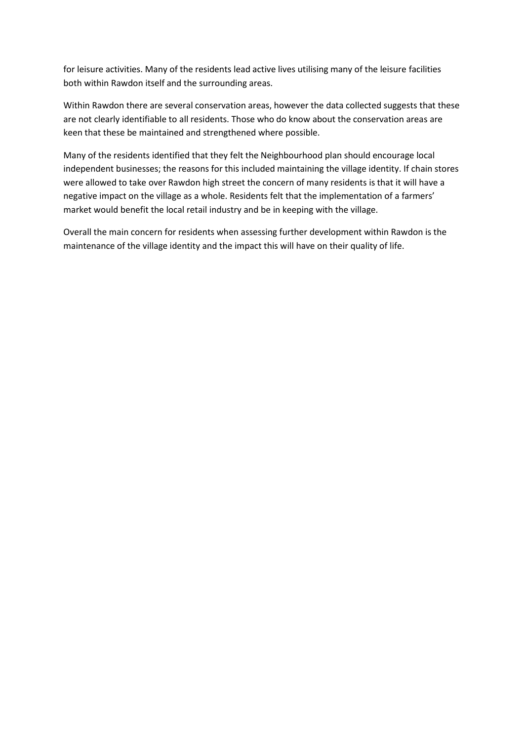for leisure activities. Many of the residents lead active lives utilising many of the leisure facilities both within Rawdon itself and the surrounding areas.

Within Rawdon there are several conservation areas, however the data collected suggests that these are not clearly identifiable to all residents. Those who do know about the conservation areas are keen that these be maintained and strengthened where possible.

Many of the residents identified that they felt the Neighbourhood plan should encourage local independent businesses; the reasons for this included maintaining the village identity. If chain stores were allowed to take over Rawdon high street the concern of many residents is that it will have a negative impact on the village as a whole. Residents felt that the implementation of a farmers' market would benefit the local retail industry and be in keeping with the village.

Overall the main concern for residents when assessing further development within Rawdon is the maintenance of the village identity and the impact this will have on their quality of life.